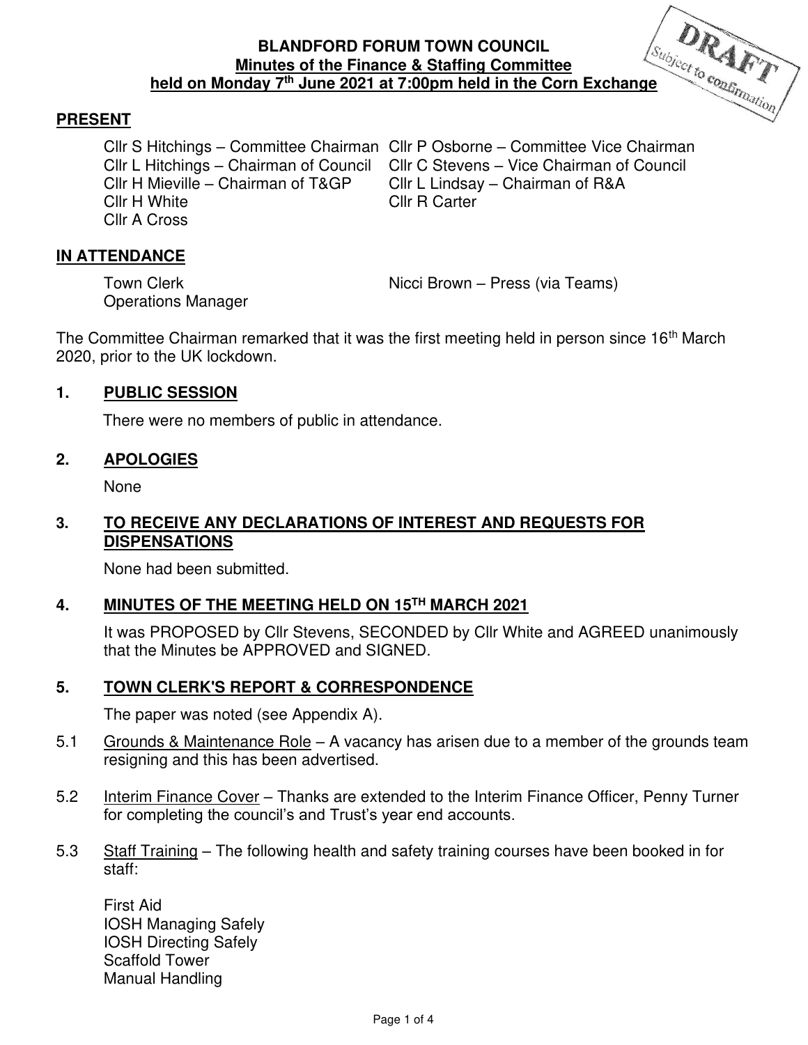**BLANDFORD FORUM TOWN COUNCIL**
**Minutes of the Finance & Staffing Committee**
**held on Monday 7th June 2021 at 7:00pm held in the Corn Exchange**

DRAFT
Subject to confirmation

## PRESENT

Cllr S Hitchings – Committee Chairman
Cllr P Osborne – Committee Vice Chairman
Cllr L Hitchings – Chairman of Council
Cllr C Stevens – Vice Chairman of Council
Cllr H Mieville – Chairman of T&GP
Cllr L Lindsay – Chairman of R&A
Cllr H White
Cllr R Carter
Cllr A Cross

## IN ATTENDANCE

Town Clerk
Operations Manager
Nicci Brown – Press (via Teams)

The Committee Chairman remarked that it was the first meeting held in person since 16th March 2020, prior to the UK lockdown.

## 1. PUBLIC SESSION

There were no members of public in attendance.

## 2. APOLOGIES

None

## 3. TO RECEIVE ANY DECLARATIONS OF INTEREST AND REQUESTS FOR DISPENSATIONS

None had been submitted.

## 4. MINUTES OF THE MEETING HELD ON 15TH MARCH 2021

It was PROPOSED by Cllr Stevens, SECONDED by Cllr White and AGREED unanimously that the Minutes be APPROVED and SIGNED.

## 5. TOWN CLERK'S REPORT & CORRESPONDENCE

The paper was noted (see Appendix A).

5.1 Grounds & Maintenance Role – A vacancy has arisen due to a member of the grounds team resigning and this has been advertised.

5.2 Interim Finance Cover – Thanks are extended to the Interim Finance Officer, Penny Turner for completing the council's and Trust's year end accounts.

5.3 Staff Training – The following health and safety training courses have been booked in for staff:

First Aid
IOSH Managing Safely
IOSH Directing Safely
Scaffold Tower
Manual Handling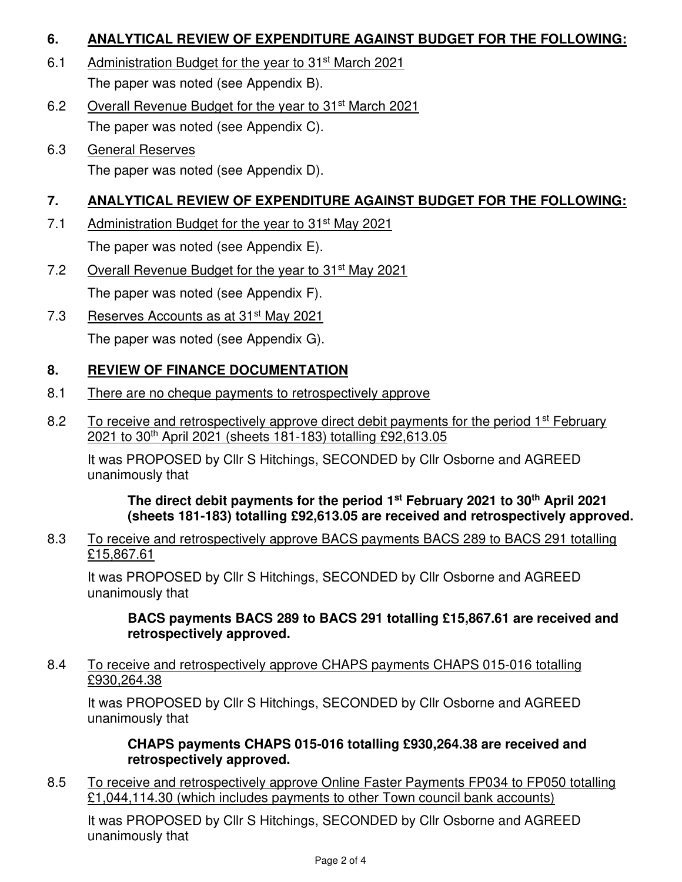## 6. ANALYTICAL REVIEW OF EXPENDITURE AGAINST BUDGET FOR THE FOLLOWING:

6.1 Administration Budget for the year to 31st March 2021

The paper was noted (see Appendix B).

6.2 Overall Revenue Budget for the year to 31st March 2021

The paper was noted (see Appendix C).

6.3 General Reserves

The paper was noted (see Appendix D).

## 7. ANALYTICAL REVIEW OF EXPENDITURE AGAINST BUDGET FOR THE FOLLOWING:

7.1 Administration Budget for the year to 31st May 2021

The paper was noted (see Appendix E).

7.2 Overall Revenue Budget for the year to 31st May 2021

The paper was noted (see Appendix F).

7.3 Reserves Accounts as at 31st May 2021

The paper was noted (see Appendix G).

## 8. REVIEW OF FINANCE DOCUMENTATION

8.1 There are no cheque payments to retrospectively approve

8.2 To receive and retrospectively approve direct debit payments for the period 1st February 2021 to 30th April 2021 (sheets 181-183) totalling £92,613.05

It was PROPOSED by Cllr S Hitchings, SECONDED by Cllr Osborne and AGREED unanimously that

> **The direct debit payments for the period 1st February 2021 to 30th April 2021 (sheets 181-183) totalling £92,613.05 are received and retrospectively approved.**

8.3 To receive and retrospectively approve BACS payments BACS 289 to BACS 291 totalling £15,867.61

It was PROPOSED by Cllr S Hitchings, SECONDED by Cllr Osborne and AGREED unanimously that

> **BACS payments BACS 289 to BACS 291 totalling £15,867.61 are received and retrospectively approved.**

8.4 To receive and retrospectively approve CHAPS payments CHAPS 015-016 totalling £930,264.38

It was PROPOSED by Cllr S Hitchings, SECONDED by Cllr Osborne and AGREED unanimously that

> **CHAPS payments CHAPS 015-016 totalling £930,264.38 are received and retrospectively approved.**

8.5 To receive and retrospectively approve Online Faster Payments FP034 to FP050 totalling £1,044,114.30 (which includes payments to other Town council bank accounts)

It was PROPOSED by Cllr S Hitchings, SECONDED by Cllr Osborne and AGREED unanimously that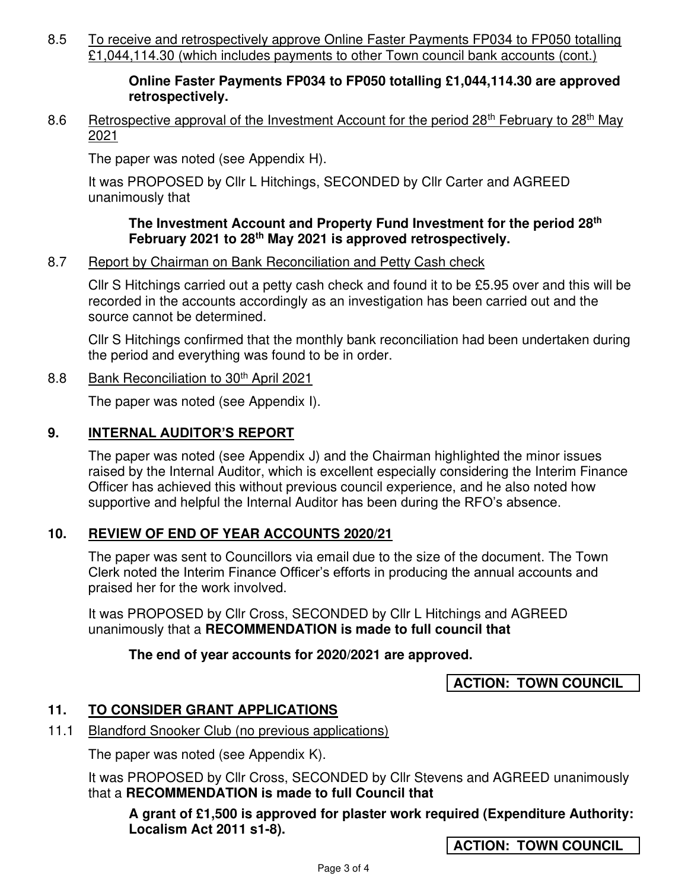8.5 <u>To receive and retrospectively approve Online Faster Payments FP034 to FP050 totalling £1,044,114.30 (which includes payments to other Town council bank accounts (cont.)</u>

**Online Faster Payments FP034 to FP050 totalling £1,044,114.30 are approved retrospectively.**

8.6 <u>Retrospective approval of the Investment Account for the period 28th February to 28th May 2021</u>

The paper was noted (see Appendix H).

It was PROPOSED by Cllr L Hitchings, SECONDED by Cllr Carter and AGREED unanimously that

**The Investment Account and Property Fund Investment for the period 28th February 2021 to 28th May 2021 is approved retrospectively.**

8.7 <u>Report by Chairman on Bank Reconciliation and Petty Cash check</u>

Cllr S Hitchings carried out a petty cash check and found it to be £5.95 over and this will be recorded in the accounts accordingly as an investigation has been carried out and the source cannot be determined.

Cllr S Hitchings confirmed that the monthly bank reconciliation had been undertaken during the period and everything was found to be in order.

8.8 <u>Bank Reconciliation to 30th April 2021</u>

The paper was noted (see Appendix I).

## 9. INTERNAL AUDITOR'S REPORT

The paper was noted (see Appendix J) and the Chairman highlighted the minor issues raised by the Internal Auditor, which is excellent especially considering the Interim Finance Officer has achieved this without previous council experience, and he also noted how supportive and helpful the Internal Auditor has been during the RFO's absence.

## 10. REVIEW OF END OF YEAR ACCOUNTS 2020/21

The paper was sent to Councillors via email due to the size of the document. The Town Clerk noted the Interim Finance Officer's efforts in producing the annual accounts and praised her for the work involved.

It was PROPOSED by Cllr Cross, SECONDED by Cllr L Hitchings and AGREED unanimously that a **RECOMMENDATION is made to full council that**

**The end of year accounts for 2020/2021 are approved.**

**ACTION: TOWN COUNCIL**

## 11. TO CONSIDER GRANT APPLICATIONS

11.1 <u>Blandford Snooker Club (no previous applications)</u>

The paper was noted (see Appendix K).

It was PROPOSED by Cllr Cross, SECONDED by Cllr Stevens and AGREED unanimously that a **RECOMMENDATION is made to full Council that**

**A grant of £1,500 is approved for plaster work required (Expenditure Authority: Localism Act 2011 s1-8).**

**ACTION: TOWN COUNCIL**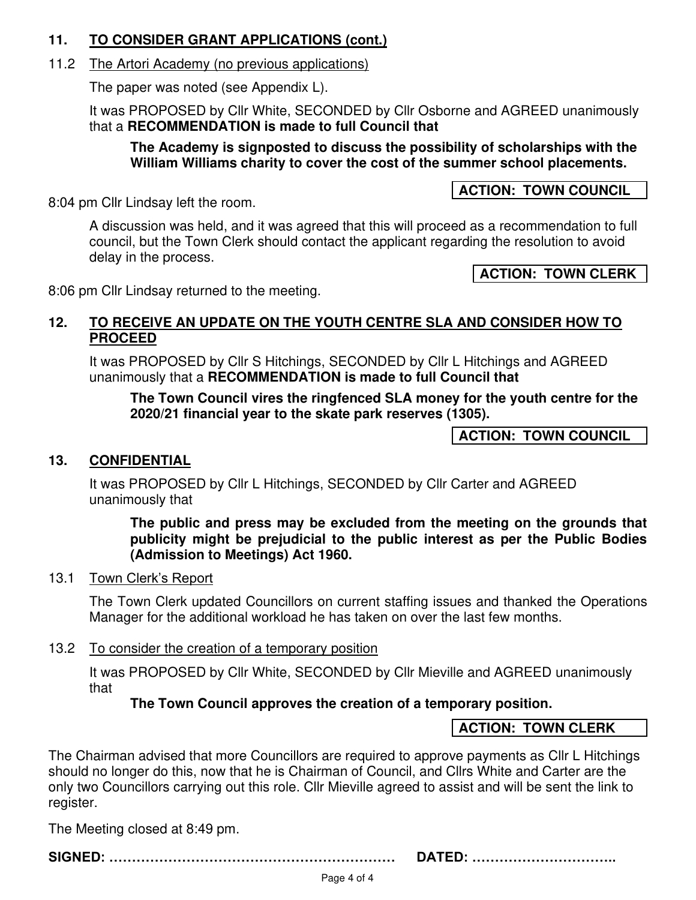## 11. TO CONSIDER GRANT APPLICATIONS (cont.)

11.2 The Artori Academy (no previous applications)

The paper was noted (see Appendix L).

It was PROPOSED by Cllr White, SECONDED by Cllr Osborne and AGREED unanimously that a **RECOMMENDATION is made to full Council that**

> **The Academy is signposted to discuss the possibility of scholarships with the William Williams charity to cover the cost of the summer school placements.**

**ACTION: TOWN COUNCIL**

8:04 pm Cllr Lindsay left the room.

A discussion was held, and it was agreed that this will proceed as a recommendation to full council, but the Town Clerk should contact the applicant regarding the resolution to avoid delay in the process.

**ACTION: TOWN CLERK**

8:06 pm Cllr Lindsay returned to the meeting.

## 12. TO RECEIVE AN UPDATE ON THE YOUTH CENTRE SLA AND CONSIDER HOW TO PROCEED

It was PROPOSED by Cllr S Hitchings, SECONDED by Cllr L Hitchings and AGREED unanimously that a **RECOMMENDATION is made to full Council that**

> **The Town Council vires the ringfenced SLA money for the youth centre for the 2020/21 financial year to the skate park reserves (1305).**

**ACTION: TOWN COUNCIL**

## 13. CONFIDENTIAL

It was PROPOSED by Cllr L Hitchings, SECONDED by Cllr Carter and AGREED unanimously that

> **The public and press may be excluded from the meeting on the grounds that publicity might be prejudicial to the public interest as per the Public Bodies (Admission to Meetings) Act 1960.**

13.1 Town Clerk's Report

The Town Clerk updated Councillors on current staffing issues and thanked the Operations Manager for the additional workload he has taken on over the last few months.

13.2 To consider the creation of a temporary position

It was PROPOSED by Cllr White, SECONDED by Cllr Mieville and AGREED unanimously that

> **The Town Council approves the creation of a temporary position.**

**ACTION: TOWN CLERK**

The Chairman advised that more Councillors are required to approve payments as Cllr L Hitchings should no longer do this, now that he is Chairman of Council, and Cllrs White and Carter are the only two Councillors carrying out this role. Cllr Mieville agreed to assist and will be sent the link to register.

The Meeting closed at 8:49 pm.

**SIGNED: ………………………………………………………  DATED: …………………………..**